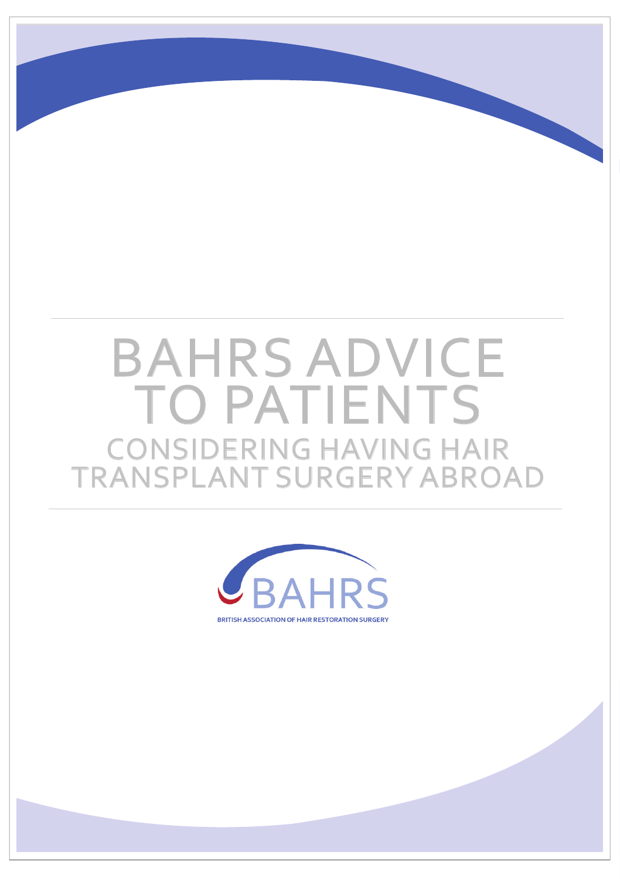# BAHRS ADVICE TO PATIENTS

## CONSIDERING HAVING HAIR TRANSPLANT SURGERY ABROAD

BAHRS

BRITISH ASSOCIATION OF HAIR RESTORATION SURGERY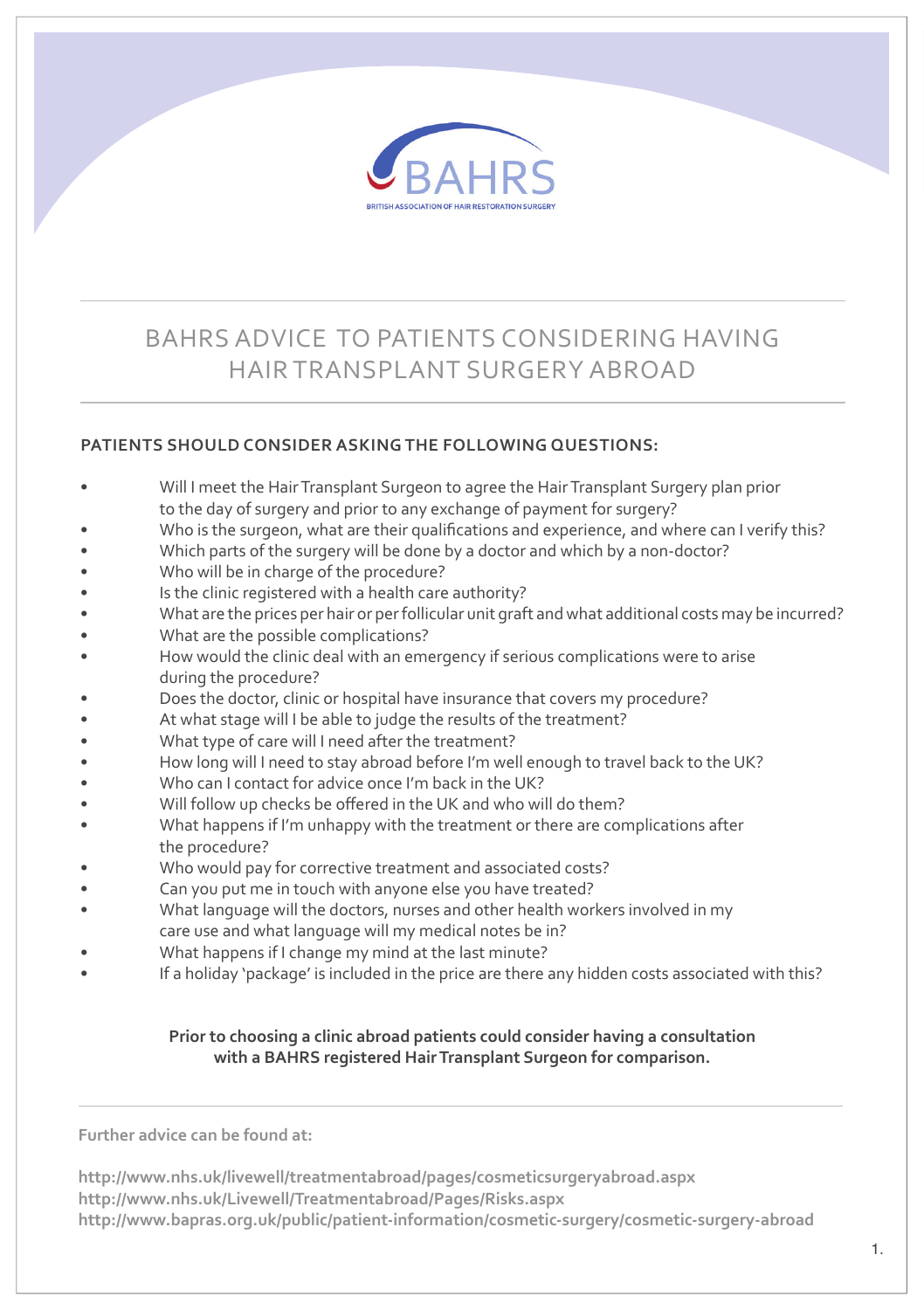BAHRS

BRITISH ASSOCIATION OF HAIR RESTORATION SURGERY

# BAHRS ADVICE TO PATIENTS CONSIDERING HAVING HAIR TRANSPLANT SURGERY ABROAD

**PATIENTS SHOULD CONSIDER ASKING THE FOLLOWING QUESTIONS:**

- Will I meet the Hair Transplant Surgeon to agree the Hair Transplant Surgery plan prior to the day of surgery and prior to any exchange of payment for surgery?
- Who is the surgeon, what are their qualifications and experience, and where can I verify this?
- Which parts of the surgery will be done by a doctor and which by a non-doctor?
- Who will be in charge of the procedure?
- Is the clinic registered with a health care authority?
- What are the prices per hair or per follicular unit graft and what additional costs may be incurred?
- What are the possible complications?
- How would the clinic deal with an emergency if serious complications were to arise during the procedure?
- Does the doctor, clinic or hospital have insurance that covers my procedure?
- At what stage will I be able to judge the results of the treatment?
- What type of care will I need after the treatment?
- How long will I need to stay abroad before I'm well enough to travel back to the UK?
- Who can I contact for advice once I'm back in the UK?
- Will follow up checks be offered in the UK and who will do them?
- What happens if I'm unhappy with the treatment or there are complications after the procedure?
- Who would pay for corrective treatment and associated costs?
- Can you put me in touch with anyone else you have treated?
- What language will the doctors, nurses and other health workers involved in my care use and what language will my medical notes be in?
- What happens if I change my mind at the last minute?
- If a holiday 'package' is included in the price are there any hidden costs associated with this?

**Prior to choosing a clinic abroad patients could consider having a consultation with a BAHRS registered Hair Transplant Surgeon for comparison.**

**Further advice can be found at:**

**http://www.nhs.uk/livewell/treatmentabroad/pages/cosmeticsurgeryabroad.aspx**
**http://www.nhs.uk/Livewell/Treatmentabroad/Pages/Risks.aspx**
**http://www.bapras.org.uk/public/patient-information/cosmetic-surgery/cosmetic-surgery-abroad**